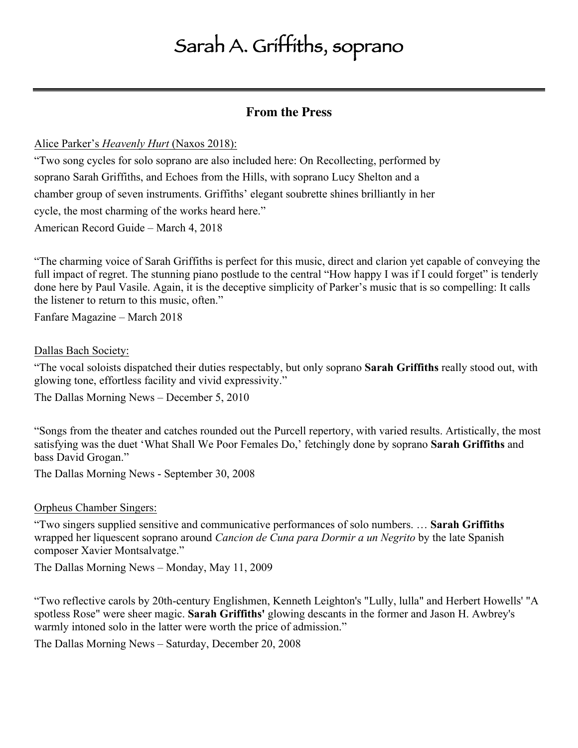# Sarah A. Griffiths, soprano

## From the Press

Alice Parker's *Heavenly Hurt* (Naxos 2018):

"Two song cycles for solo soprano are also included here: On Recollecting, performed by soprano Sarah Griffiths, and Echoes from the Hills, with soprano Lucy Shelton and a chamber group of seven instruments. Griffiths' elegant soubrette shines brilliantly in her cycle, the most charming of the works heard here."

American Record Guide – March 4, 2018

"The charming voice of Sarah Griffiths is perfect for this music, direct and clarion yet capable of conveying the full impact of regret. The stunning piano postlude to the central "How happy I was if I could forget" is tenderly done here by Paul Vasile. Again, it is the deceptive simplicity of Parker's music that is so compelling: It calls the listener to return to this music, often."

Fanfare Magazine – March 2018

Dallas Bach Society:

"The vocal soloists dispatched their duties respectably, but only soprano **Sarah Griffiths** really stood out, with glowing tone, effortless facility and vivid expressivity."

The Dallas Morning News – December 5, 2010

"Songs from the theater and catches rounded out the Purcell repertory, with varied results. Artistically, the most satisfying was the duet 'What Shall We Poor Females Do,' fetchingly done by soprano **Sarah Griffiths** and bass David Grogan."

The Dallas Morning News - September 30, 2008

Orpheus Chamber Singers:

"Two singers supplied sensitive and communicative performances of solo numbers. … **Sarah Griffiths** wrapped her liquescent soprano around *Cancion de Cuna para Dormir a un Negrito* by the late Spanish composer Xavier Montsalvatge."

The Dallas Morning News – Monday, May 11, 2009

"Two reflective carols by 20th-century Englishmen, Kenneth Leighton's "Lully, lulla" and Herbert Howells' "A spotless Rose" were sheer magic. **Sarah Griffiths'** glowing descants in the former and Jason H. Awbrey's warmly intoned solo in the latter were worth the price of admission."

The Dallas Morning News – Saturday, December 20, 2008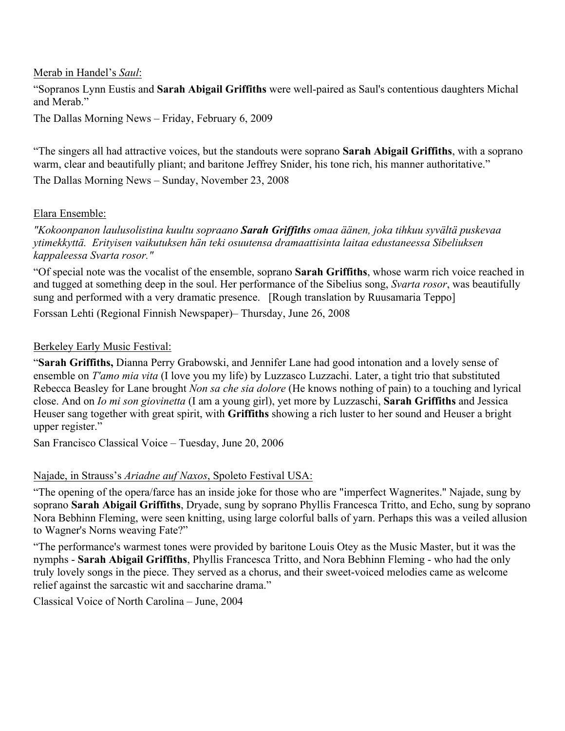Merab in Handel's *Saul*:

"Sopranos Lynn Eustis and **Sarah Abigail Griffiths** were well-paired as Saul's contentious daughters Michal and Merab."

The Dallas Morning News – Friday, February 6, 2009

"The singers all had attractive voices, but the standouts were soprano **Sarah Abigail Griffiths**, with a soprano warm, clear and beautifully pliant; and baritone Jeffrey Snider, his tone rich, his manner authoritative."

The Dallas Morning News – Sunday, November 23, 2008

Elara Ensemble:

*"Kokoonpanon laulusolistina kuultu sopraano **Sarah Griffiths** omaa äänen, joka tihkuu syvältä puskevaa ytimekkyttä. Erityisen vaikutuksen hän teki osuutensa dramaattisinta laitaa edustaneessa Sibeliuksen kappaleessa Svarta rosor."*

"Of special note was the vocalist of the ensemble, soprano **Sarah Griffiths**, whose warm rich voice reached in and tugged at something deep in the soul. Her performance of the Sibelius song, *Svarta rosor*, was beautifully sung and performed with a very dramatic presence. [Rough translation by Ruusamaria Teppo]

Forssan Lehti (Regional Finnish Newspaper)– Thursday, June 26, 2008

Berkeley Early Music Festival:

"**Sarah Griffiths,** Dianna Perry Grabowski, and Jennifer Lane had good intonation and a lovely sense of ensemble on *T'amo mia vita* (I love you my life) by Luzzasco Luzzachi. Later, a tight trio that substituted Rebecca Beasley for Lane brought *Non sa che sia dolore* (He knows nothing of pain) to a touching and lyrical close. And on *Io mi son giovinetta* (I am a young girl), yet more by Luzzaschi, **Sarah Griffiths** and Jessica Heuser sang together with great spirit, with **Griffiths** showing a rich luster to her sound and Heuser a bright upper register."

San Francisco Classical Voice – Tuesday, June 20, 2006

Najade, in Strauss's *Ariadne auf Naxos*, Spoleto Festival USA:

"The opening of the opera/farce has an inside joke for those who are "imperfect Wagnerites." Najade, sung by soprano **Sarah Abigail Griffiths**, Dryade, sung by soprano Phyllis Francesca Tritto, and Echo, sung by soprano Nora Bebhinn Fleming, were seen knitting, using large colorful balls of yarn. Perhaps this was a veiled allusion to Wagner's Norns weaving Fate?"

"The performance's warmest tones were provided by baritone Louis Otey as the Music Master, but it was the nymphs - **Sarah Abigail Griffiths**, Phyllis Francesca Tritto, and Nora Bebhinn Fleming - who had the only truly lovely songs in the piece. They served as a chorus, and their sweet-voiced melodies came as welcome relief against the sarcastic wit and saccharine drama."

Classical Voice of North Carolina – June, 2004